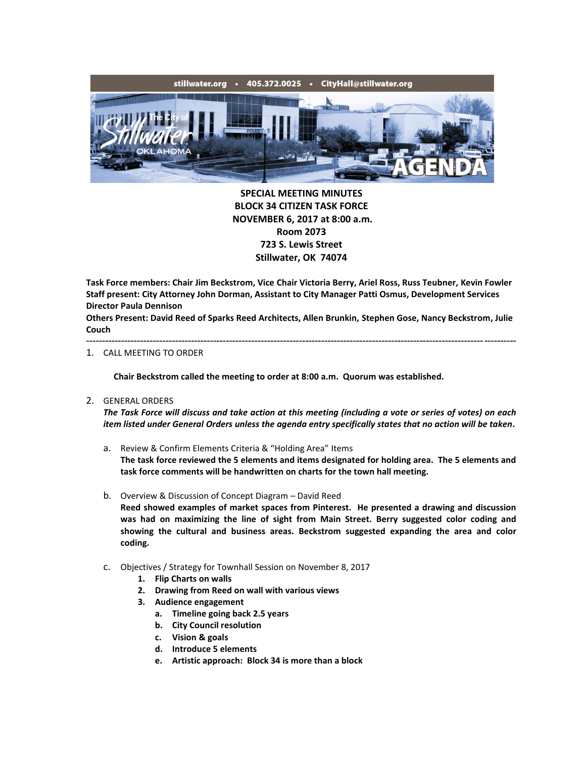stillwater.org • 405.372.0025 • CityHall@stillwater.org

The City of Stillwater OKLAHOMA

AGENDA

**SPECIAL MEETING MINUTES**
**BLOCK 34 CITIZEN TASK FORCE**
**NOVEMBER 6, 2017 at 8:00 a.m.**
**Room 2073**
**723 S. Lewis Street**
**Stillwater, OK 74074**

**Task Force members: Chair Jim Beckstrom, Vice Chair Victoria Berry, Ariel Ross, Russ Teubner, Kevin Fowler**
**Staff present: City Attorney John Dorman, Assistant to City Manager Patti Osmus, Development Services Director Paula Dennison**
**Others Present: David Reed of Sparks Reed Architects, Allen Brunkin, Stephen Gose, Nancy Beckstrom, Julie Couch**

---

1. CALL MEETING TO ORDER

   **Chair Beckstrom called the meeting to order at 8:00 a.m. Quorum was established.**

2. GENERAL ORDERS

   ***The Task Force will discuss and take action at this meeting (including a vote or series of votes) on each item listed under General Orders unless the agenda entry specifically states that no action will be taken.***

   a. Review & Confirm Elements Criteria & "Holding Area" Items
      **The task force reviewed the 5 elements and items designated for holding area. The 5 elements and task force comments will be handwritten on charts for the town hall meeting.**

   b. Overview & Discussion of Concept Diagram – David Reed
      **Reed showed examples of market spaces from Pinterest. He presented a drawing and discussion was had on maximizing the line of sight from Main Street. Berry suggested color coding and showing the cultural and business areas. Beckstrom suggested expanding the area and color coding.**

   c. Objectives / Strategy for Townhall Session on November 8, 2017
      1. **Flip Charts on walls**
      2. **Drawing from Reed on wall with various views**
      3. **Audience engagement**
         a. **Timeline going back 2.5 years**
         b. **City Council resolution**
         c. **Vision & goals**
         d. **Introduce 5 elements**
         e. **Artistic approach: Block 34 is more than a block**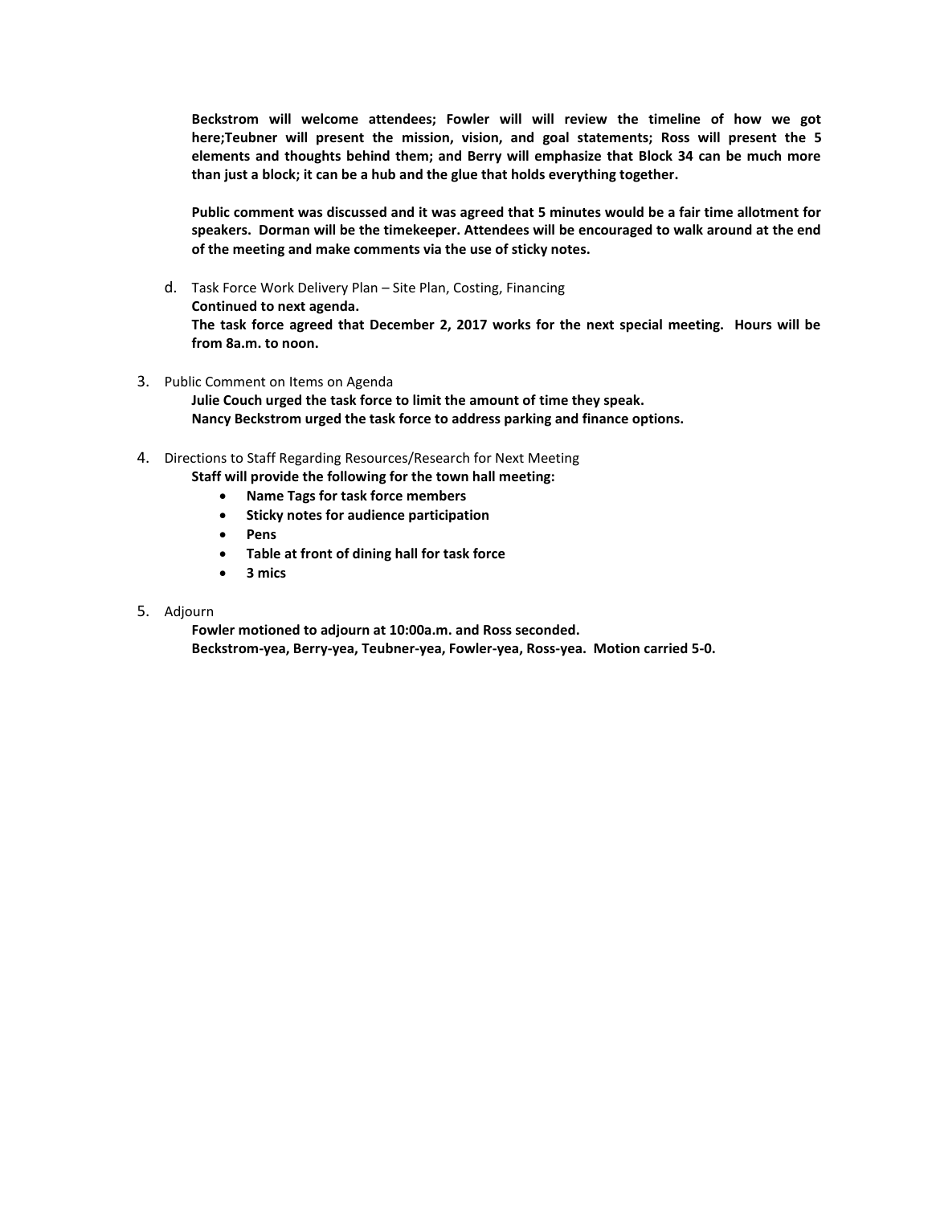**Beckstrom will welcome attendees; Fowler will will review the timeline of how we got here;Teubner will present the mission, vision, and goal statements; Ross will present the 5 elements and thoughts behind them; and Berry will emphasize that Block 34 can be much more than just a block; it can be a hub and the glue that holds everything together.**

**Public comment was discussed and it was agreed that 5 minutes would be a fair time allotment for speakers. Dorman will be the timekeeper. Attendees will be encouraged to walk around at the end of the meeting and make comments via the use of sticky notes.**

d. Task Force Work Delivery Plan – Site Plan, Costing, Financing
**Continued to next agenda.**
**The task force agreed that December 2, 2017 works for the next special meeting. Hours will be from 8a.m. to noon.**

3. Public Comment on Items on Agenda
   **Julie Couch urged the task force to limit the amount of time they speak.**
   **Nancy Beckstrom urged the task force to address parking and finance options.**

4. Directions to Staff Regarding Resources/Research for Next Meeting
   **Staff will provide the following for the town hall meeting:**
   - **Name Tags for task force members**
   - **Sticky notes for audience participation**
   - **Pens**
   - **Table at front of dining hall for task force**
   - **3 mics**

5. Adjourn
   **Fowler motioned to adjourn at 10:00a.m. and Ross seconded.**
   **Beckstrom-yea, Berry-yea, Teubner-yea, Fowler-yea, Ross-yea. Motion carried 5-0.**